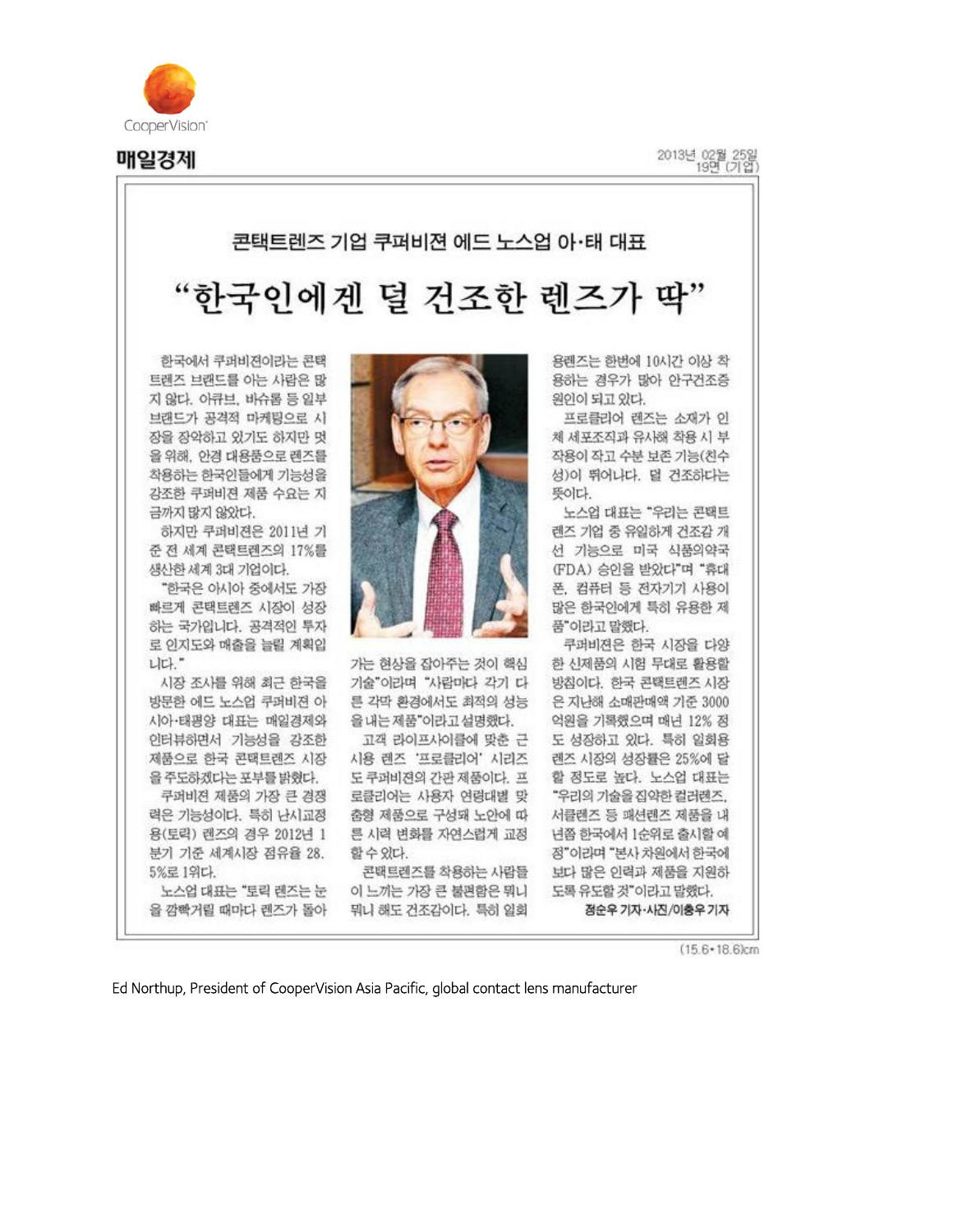CooperVision

**매일경제**

2013년 02월 25일
19면 (기업)

### 콘택트렌즈 기업 쿠퍼비젼 에드 노스업 아·태 대표

# "한국인에겐 덜 건조한 렌즈가 딱"

한국에서 쿠퍼비젼이라는 콘택트렌즈 브랜드를 아는 사람은 많지 않다. 아큐브, 바슈롬 등 일부 브랜드가 공격적 마케팅으로 시장을 장악하고 있기도 하지만 멋을 위해, 안경 대용품으로 렌즈를 착용하는 한국인들에게 기능성을 강조한 쿠퍼비젼 제품 수요는 지금까지 많지 않았다.

하지만 쿠퍼비젼은 2011년 기준 전 세계 콘택트렌즈의 17%를 생산한 세계 3대 기업이다.

"한국은 아시아 중에서도 가장 빠르게 콘택트렌즈 시장이 성장하는 국가입니다. 공격적인 투자로 인지도와 매출을 늘릴 계획입니다."

시장 조사를 위해 최근 한국을 방문한 에드 노스업 쿠퍼비젼 아시아·태평양 대표는 매일경제와 인터뷰하면서 기능성을 강조한 제품으로 한국 콘택트렌즈 시장을 주도하겠다는 포부를 밝혔다.

쿠퍼비젼 제품의 가장 큰 경쟁력은 기능성이다. 특히 난시교정용(토릭) 렌즈의 경우 2012년 1분기 기준 세계시장 점유율 28.5%로 1위다.

노스업 대표는 "토릭 렌즈는 눈을 깜빡거릴 때마다 렌즈가 돌아가는 현상을 잡아주는 것이 핵심 기술"이라며 "사람마다 각기 다른 각막 환경에서도 최적의 성능을 내는 제품"이라고 설명했다.

고객 라이프사이클에 맞춘 근시용 렌즈 '프로클리어' 시리즈도 쿠퍼비젼의 간판 제품이다. 프로클리어는 사용자 연령대별 맞춤형 제품으로 구성돼 노안에 따른 시력 변화를 자연스럽게 교정할 수 있다.

콘택트렌즈를 착용하는 사람들이 느끼는 가장 큰 불편함은 뭐니 뭐니 해도 건조감이다. 특히 일회용렌즈는 한번에 10시간 이상 착용하는 경우가 많아 안구건조증 원인이 되고 있다.

프로클리어 렌즈는 소재가 인체 세포조직과 유사해 착용 시 부작용이 작고 수분 보존 기능(친수성)이 뛰어나다. 덜 건조하다는 뜻이다.

노스업 대표는 "우리는 콘택트렌즈 기업 중 유일하게 건조감 개선 기능으로 미국 식품의약국(FDA) 승인을 받았다"며 "휴대폰, 컴퓨터 등 전자기기 사용이 많은 한국인에게 특히 유용한 제품"이라고 말했다.

쿠퍼비젼은 한국 시장을 다양한 신제품의 시험 무대로 활용할 방침이다. 한국 콘택트렌즈 시장은 지난해 소매판매액 기준 3000억원을 기록했으며 매년 12% 정도 성장하고 있다. 특히 일회용렌즈 시장의 성장률은 25%에 달할 정도로 높다. 노스업 대표는 "우리의 기술을 집약한 컬러렌즈, 서클렌즈 등 패션렌즈 제품을 내년쯤 한국에서 1순위로 출시할 예정"이라며 "본사 차원에서 한국에 보다 많은 인력과 제품을 지원하도록 유도할 것"이라고 말했다.

정순우 기자·사진/이충우 기자

(15.6•18.6)cm

Ed Northup, President of CooperVision Asia Pacific, global contact lens manufacturer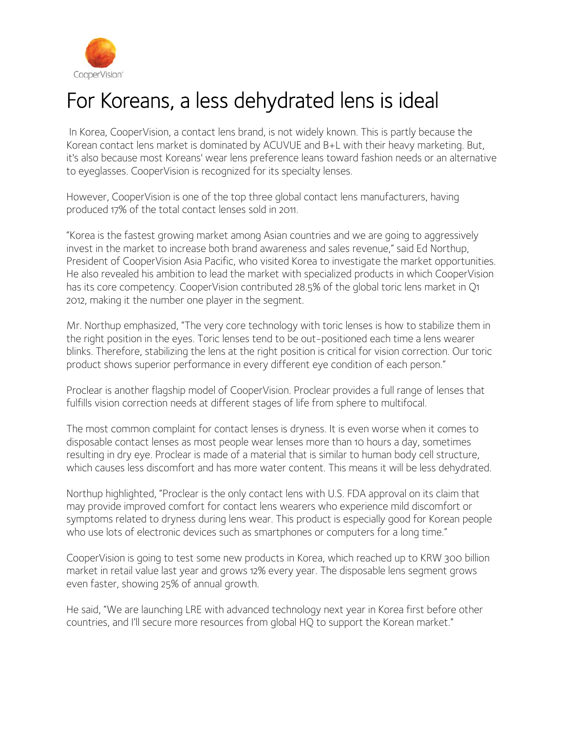CooperVision

# For Koreans, a less dehydrated lens is ideal

In Korea, CooperVision, a contact lens brand, is not widely known. This is partly because the Korean contact lens market is dominated by ACUVUE and B+L with their heavy marketing. But, it's also because most Koreans' wear lens preference leans toward fashion needs or an alternative to eyeglasses. CooperVision is recognized for its specialty lenses.

However, CooperVision is one of the top three global contact lens manufacturers, having produced 17% of the total contact lenses sold in 2011.

"Korea is the fastest growing market among Asian countries and we are going to aggressively invest in the market to increase both brand awareness and sales revenue," said Ed Northup, President of CooperVision Asia Pacific, who visited Korea to investigate the market opportunities. He also revealed his ambition to lead the market with specialized products in which CooperVision has its core competency. CooperVision contributed 28.5% of the global toric lens market in Q1 2012, making it the number one player in the segment.

Mr. Northup emphasized, "The very core technology with toric lenses is how to stabilize them in the right position in the eyes. Toric lenses tend to be out-positioned each time a lens wearer blinks. Therefore, stabilizing the lens at the right position is critical for vision correction. Our toric product shows superior performance in every different eye condition of each person."

Proclear is another flagship model of CooperVision. Proclear provides a full range of lenses that fulfills vision correction needs at different stages of life from sphere to multifocal.

The most common complaint for contact lenses is dryness. It is even worse when it comes to disposable contact lenses as most people wear lenses more than 10 hours a day, sometimes resulting in dry eye. Proclear is made of a material that is similar to human body cell structure, which causes less discomfort and has more water content. This means it will be less dehydrated.

Northup highlighted, "Proclear is the only contact lens with U.S. FDA approval on its claim that may provide improved comfort for contact lens wearers who experience mild discomfort or symptoms related to dryness during lens wear. This product is especially good for Korean people who use lots of electronic devices such as smartphones or computers for a long time."

CooperVision is going to test some new products in Korea, which reached up to KRW 300 billion market in retail value last year and grows 12% every year. The disposable lens segment grows even faster, showing 25% of annual growth.

He said, "We are launching LRE with advanced technology next year in Korea first before other countries, and I'll secure more resources from global HQ to support the Korean market."